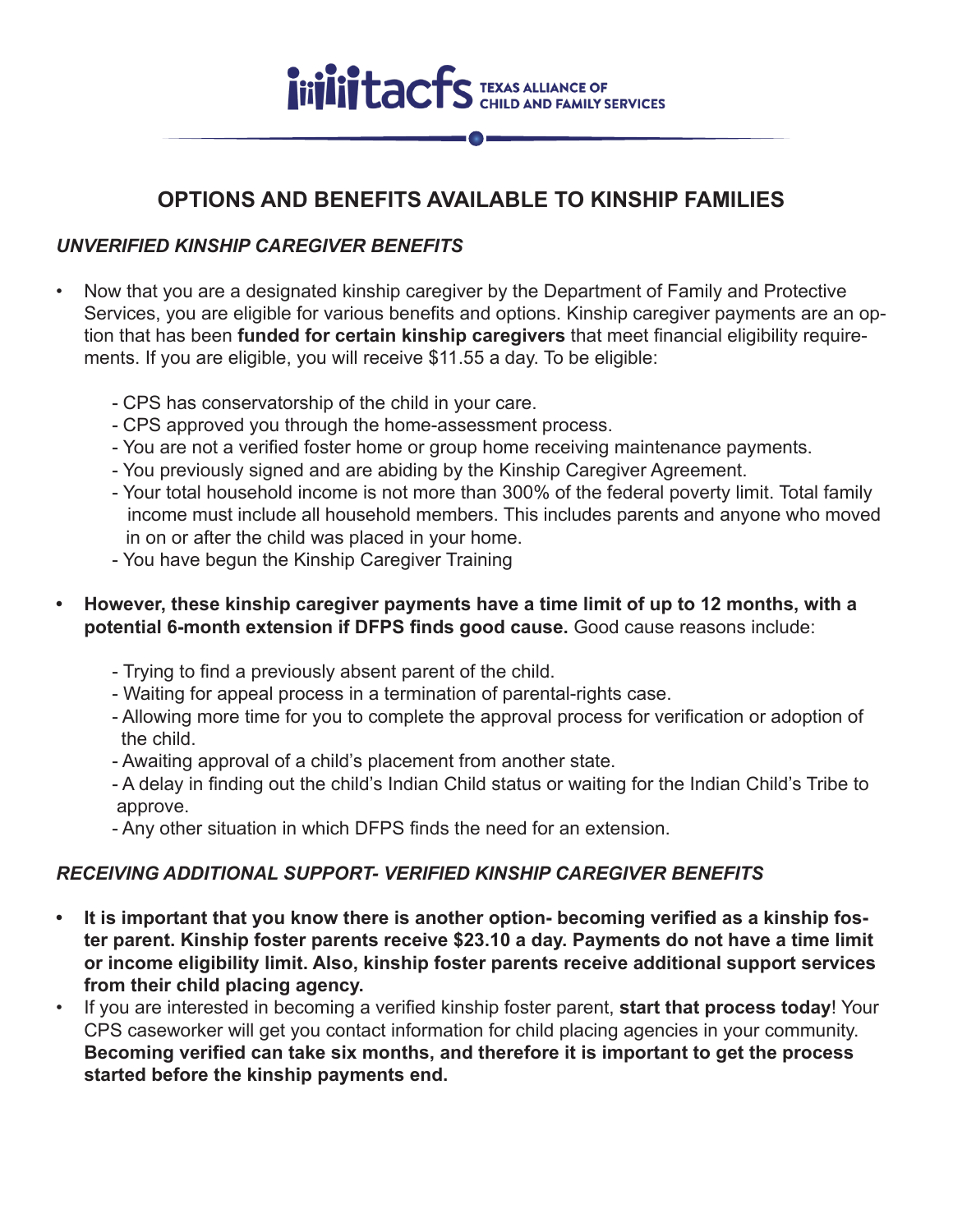tacfs TEXAS ALLIANCE OF CHILD AND FAMILY SERVICES

# OPTIONS AND BENEFITS AVAILABLE TO KINSHIP FAMILIES

### *UNVERIFIED KINSHIP CAREGIVER BENEFITS*

- Now that you are a designated kinship caregiver by the Department of Family and Protective Services, you are eligible for various benefits and options. Kinship caregiver payments are an option that has been **funded for certain kinship caregivers** that meet financial eligibility requirements. If you are eligible, you will receive $11.55 a day. To be eligible:

  - CPS has conservatorship of the child in your care.
  - CPS approved you through the home-assessment process.
  - You are not a verified foster home or group home receiving maintenance payments.
  - You previously signed and are abiding by the Kinship Caregiver Agreement.
  - Your total household income is not more than 300% of the federal poverty limit. Total family income must include all household members. This includes parents and anyone who moved in on or after the child was placed in your home.
  - You have begun the Kinship Caregiver Training

- **However, these kinship caregiver payments have a time limit of up to 12 months, with a potential 6-month extension if DFPS finds good cause.** Good cause reasons include:

  - Trying to find a previously absent parent of the child.
  - Waiting for appeal process in a termination of parental-rights case.
  - Allowing more time for you to complete the approval process for verification or adoption of the child.
  - Awaiting approval of a child's placement from another state.
  - A delay in finding out the child's Indian Child status or waiting for the Indian Child's Tribe to approve.
  - Any other situation in which DFPS finds the need for an extension.

### *RECEIVING ADDITIONAL SUPPORT- VERIFIED KINSHIP CAREGIVER BENEFITS*

- **It is important that you know there is another option- becoming verified as a kinship foster parent. Kinship foster parents receive $23.10 a day. Payments do not have a time limit or income eligibility limit. Also, kinship foster parents receive additional support services from their child placing agency.**
- If you are interested in becoming a verified kinship foster parent, **start that process today**! Your CPS caseworker will get you contact information for child placing agencies in your community. **Becoming verified can take six months, and therefore it is important to get the process started before the kinship payments end.**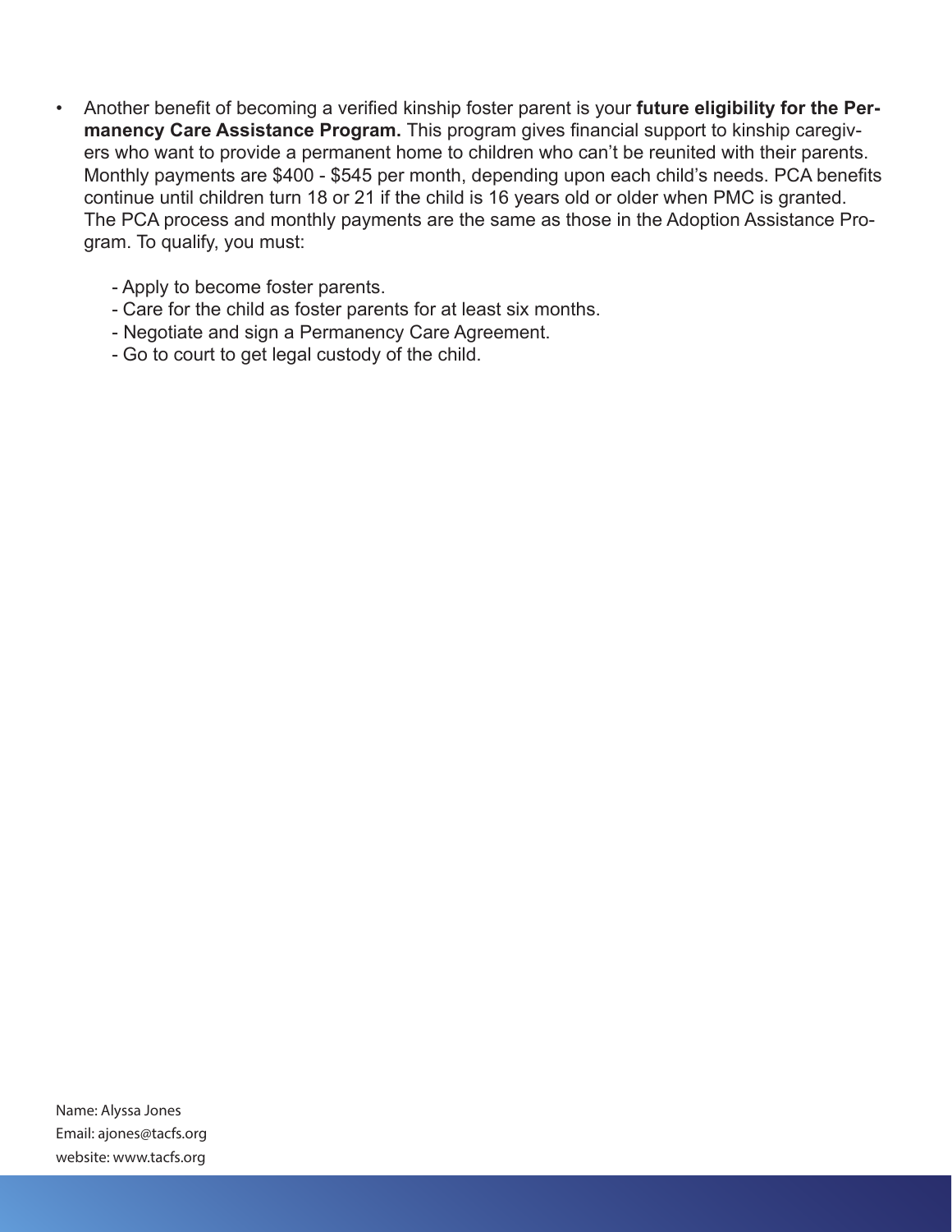- Another benefit of becoming a verified kinship foster parent is your **future eligibility for the Permanency Care Assistance Program.** This program gives financial support to kinship caregivers who want to provide a permanent home to children who can't be reunited with their parents. Monthly payments are $400 - $545 per month, depending upon each child's needs. PCA benefits continue until children turn 18 or 21 if the child is 16 years old or older when PMC is granted. The PCA process and monthly payments are the same as those in the Adoption Assistance Program. To qualify, you must:

  - Apply to become foster parents.
  - Care for the child as foster parents for at least six months.
  - Negotiate and sign a Permanency Care Agreement.
  - Go to court to get legal custody of the child.

Name: Alyssa Jones
Email: ajones@tacfs.org
website: www.tacfs.org